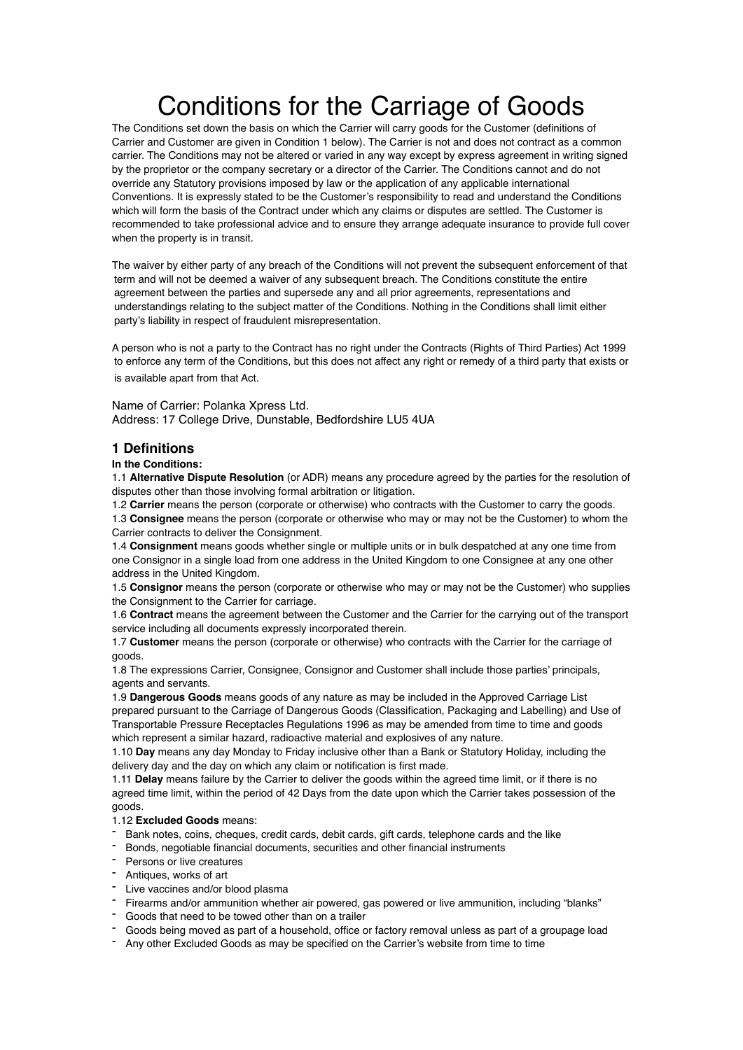# Conditions for the Carriage of Goods

The Conditions set down the basis on which the Carrier will carry goods for the Customer (definitions of Carrier and Customer are given in Condition 1 below). The Carrier is not and does not contract as a common carrier. The Conditions may not be altered or varied in any way except by express agreement in writing signed by the proprietor or the company secretary or a director of the Carrier. The Conditions cannot and do not override any Statutory provisions imposed by law or the application of any applicable international Conventions. It is expressly stated to be the Customer's responsibility to read and understand the Conditions which will form the basis of the Contract under which any claims or disputes are settled. The Customer is recommended to take professional advice and to ensure they arrange adequate insurance to provide full cover when the property is in transit.

The waiver by either party of any breach of the Conditions will not prevent the subsequent enforcement of that term and will not be deemed a waiver of any subsequent breach. The Conditions constitute the entire agreement between the parties and supersede any and all prior agreements, representations and understandings relating to the subject matter of the Conditions. Nothing in the Conditions shall limit either party's liability in respect of fraudulent misrepresentation.

A person who is not a party to the Contract has no right under the Contracts (Rights of Third Parties) Act 1999 to enforce any term of the Conditions, but this does not affect any right or remedy of a third party that exists or is available apart from that Act.

Name of Carrier: Polanka Xpress Ltd.
Address: 17 College Drive, Dunstable, Bedfordshire LU5 4UA

## 1 Definitions

**In the Conditions:**

1.1 **Alternative Dispute Resolution** (or ADR) means any procedure agreed by the parties for the resolution of disputes other than those involving formal arbitration or litigation.

1.2 **Carrier** means the person (corporate or otherwise) who contracts with the Customer to carry the goods.

1.3 **Consignee** means the person (corporate or otherwise who may or may not be the Customer) to whom the Carrier contracts to deliver the Consignment.

1.4 **Consignment** means goods whether single or multiple units or in bulk despatched at any one time from one Consignor in a single load from one address in the United Kingdom to one Consignee at any one other address in the United Kingdom.

1.5 **Consignor** means the person (corporate or otherwise who may or may not be the Customer) who supplies the Consignment to the Carrier for carriage.

1.6 **Contract** means the agreement between the Customer and the Carrier for the carrying out of the transport service including all documents expressly incorporated therein.

1.7 **Customer** means the person (corporate or otherwise) who contracts with the Carrier for the carriage of goods.

1.8 The expressions Carrier, Consignee, Consignor and Customer shall include those parties' principals, agents and servants.

1.9 **Dangerous Goods** means goods of any nature as may be included in the Approved Carriage List prepared pursuant to the Carriage of Dangerous Goods (Classification, Packaging and Labelling) and Use of Transportable Pressure Receptacles Regulations 1996 as may be amended from time to time and goods which represent a similar hazard, radioactive material and explosives of any nature.

1.10 **Day** means any day Monday to Friday inclusive other than a Bank or Statutory Holiday, including the delivery day and the day on which any claim or notification is first made.

1.11 **Delay** means failure by the Carrier to deliver the goods within the agreed time limit, or if there is no agreed time limit, within the period of 42 Days from the date upon which the Carrier takes possession of the goods.

1.12 **Excluded Goods** means:

- Bank notes, coins, cheques, credit cards, debit cards, gift cards, telephone cards and the like
- Bonds, negotiable financial documents, securities and other financial instruments
- Persons or live creatures
- Antiques, works of art
- Live vaccines and/or blood plasma
- Firearms and/or ammunition whether air powered, gas powered or live ammunition, including "blanks"
- Goods that need to be towed other than on a trailer
- Goods being moved as part of a household, office or factory removal unless as part of a groupage load
- Any other Excluded Goods as may be specified on the Carrier's website from time to time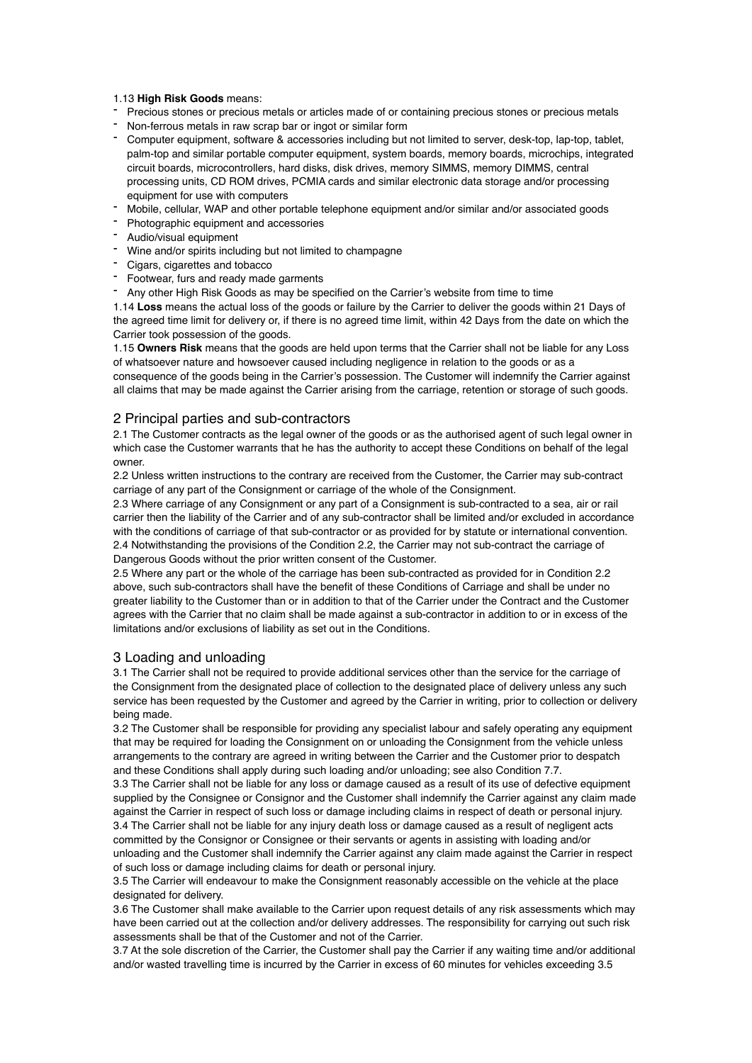1.13 **High Risk Goods** means:

- Precious stones or precious metals or articles made of or containing precious stones or precious metals
- Non-ferrous metals in raw scrap bar or ingot or similar form
- Computer equipment, software & accessories including but not limited to server, desk-top, lap-top, tablet, palm-top and similar portable computer equipment, system boards, memory boards, microchips, integrated circuit boards, microcontrollers, hard disks, disk drives, memory SIMMS, memory DIMMS, central processing units, CD ROM drives, PCMIA cards and similar electronic data storage and/or processing equipment for use with computers
- Mobile, cellular, WAP and other portable telephone equipment and/or similar and/or associated goods
- Photographic equipment and accessories
- Audio/visual equipment
- Wine and/or spirits including but not limited to champagne
- Cigars, cigarettes and tobacco
- Footwear, furs and ready made garments
- Any other High Risk Goods as may be specified on the Carrier's website from time to time

1.14 **Loss** means the actual loss of the goods or failure by the Carrier to deliver the goods within 21 Days of the agreed time limit for delivery or, if there is no agreed time limit, within 42 Days from the date on which the Carrier took possession of the goods.

1.15 **Owners Risk** means that the goods are held upon terms that the Carrier shall not be liable for any Loss of whatsoever nature and howsoever caused including negligence in relation to the goods or as a consequence of the goods being in the Carrier's possession. The Customer will indemnify the Carrier against all claims that may be made against the Carrier arising from the carriage, retention or storage of such goods.

## 2 Principal parties and sub-contractors

2.1 The Customer contracts as the legal owner of the goods or as the authorised agent of such legal owner in which case the Customer warrants that he has the authority to accept these Conditions on behalf of the legal owner.

2.2 Unless written instructions to the contrary are received from the Customer, the Carrier may sub-contract carriage of any part of the Consignment or carriage of the whole of the Consignment.

2.3 Where carriage of any Consignment or any part of a Consignment is sub-contracted to a sea, air or rail carrier then the liability of the Carrier and of any sub-contractor shall be limited and/or excluded in accordance with the conditions of carriage of that sub-contractor or as provided for by statute or international convention.

2.4 Notwithstanding the provisions of the Condition 2.2, the Carrier may not sub-contract the carriage of Dangerous Goods without the prior written consent of the Customer.

2.5 Where any part or the whole of the carriage has been sub-contracted as provided for in Condition 2.2 above, such sub-contractors shall have the benefit of these Conditions of Carriage and shall be under no greater liability to the Customer than or in addition to that of the Carrier under the Contract and the Customer agrees with the Carrier that no claim shall be made against a sub-contractor in addition to or in excess of the limitations and/or exclusions of liability as set out in the Conditions.

## 3 Loading and unloading

3.1 The Carrier shall not be required to provide additional services other than the service for the carriage of the Consignment from the designated place of collection to the designated place of delivery unless any such service has been requested by the Customer and agreed by the Carrier in writing, prior to collection or delivery being made.

3.2 The Customer shall be responsible for providing any specialist labour and safely operating any equipment that may be required for loading the Consignment on or unloading the Consignment from the vehicle unless arrangements to the contrary are agreed in writing between the Carrier and the Customer prior to despatch and these Conditions shall apply during such loading and/or unloading; see also Condition 7.7.

3.3 The Carrier shall not be liable for any loss or damage caused as a result of its use of defective equipment supplied by the Consignee or Consignor and the Customer shall indemnify the Carrier against any claim made against the Carrier in respect of such loss or damage including claims in respect of death or personal injury.

3.4 The Carrier shall not be liable for any injury death loss or damage caused as a result of negligent acts committed by the Consignor or Consignee or their servants or agents in assisting with loading and/or unloading and the Customer shall indemnify the Carrier against any claim made against the Carrier in respect of such loss or damage including claims for death or personal injury.

3.5 The Carrier will endeavour to make the Consignment reasonably accessible on the vehicle at the place designated for delivery.

3.6 The Customer shall make available to the Carrier upon request details of any risk assessments which may have been carried out at the collection and/or delivery addresses. The responsibility for carrying out such risk assessments shall be that of the Customer and not of the Carrier.

3.7 At the sole discretion of the Carrier, the Customer shall pay the Carrier if any waiting time and/or additional and/or wasted travelling time is incurred by the Carrier in excess of 60 minutes for vehicles exceeding 3.5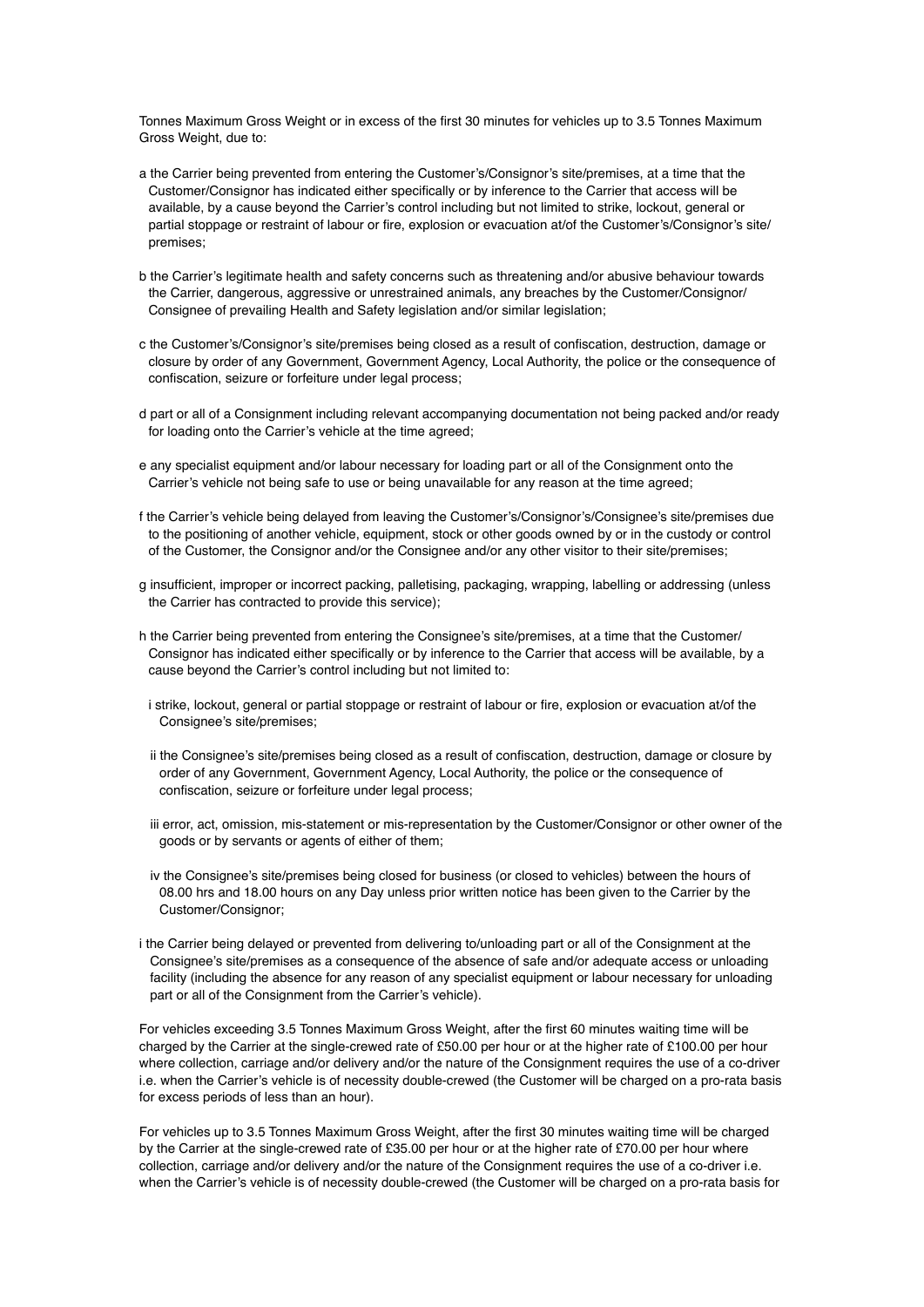Tonnes Maximum Gross Weight or in excess of the first 30 minutes for vehicles up to 3.5 Tonnes Maximum Gross Weight, due to:

a the Carrier being prevented from entering the Customer's/Consignor's site/premises, at a time that the Customer/Consignor has indicated either specifically or by inference to the Carrier that access will be available, by a cause beyond the Carrier's control including but not limited to strike, lockout, general or partial stoppage or restraint of labour or fire, explosion or evacuation at/of the Customer's/Consignor's site/premises;

b the Carrier's legitimate health and safety concerns such as threatening and/or abusive behaviour towards the Carrier, dangerous, aggressive or unrestrained animals, any breaches by the Customer/Consignor/Consignee of prevailing Health and Safety legislation and/or similar legislation;

c the Customer's/Consignor's site/premises being closed as a result of confiscation, destruction, damage or closure by order of any Government, Government Agency, Local Authority, the police or the consequence of confiscation, seizure or forfeiture under legal process;

d part or all of a Consignment including relevant accompanying documentation not being packed and/or ready for loading onto the Carrier's vehicle at the time agreed;

e any specialist equipment and/or labour necessary for loading part or all of the Consignment onto the Carrier's vehicle not being safe to use or being unavailable for any reason at the time agreed;

f the Carrier's vehicle being delayed from leaving the Customer's/Consignor's/Consignee's site/premises due to the positioning of another vehicle, equipment, stock or other goods owned by or in the custody or control of the Customer, the Consignor and/or the Consignee and/or any other visitor to their site/premises;

g insufficient, improper or incorrect packing, palletising, packaging, wrapping, labelling or addressing (unless the Carrier has contracted to provide this service);

h the Carrier being prevented from entering the Consignee's site/premises, at a time that the Customer/Consignor has indicated either specifically or by inference to the Carrier that access will be available, by a cause beyond the Carrier's control including but not limited to:

  i strike, lockout, general or partial stoppage or restraint of labour or fire, explosion or evacuation at/of the Consignee's site/premises;

  ii the Consignee's site/premises being closed as a result of confiscation, destruction, damage or closure by order of any Government, Government Agency, Local Authority, the police or the consequence of confiscation, seizure or forfeiture under legal process;

  iii error, act, omission, mis-statement or mis-representation by the Customer/Consignor or other owner of the goods or by servants or agents of either of them;

  iv the Consignee's site/premises being closed for business (or closed to vehicles) between the hours of 08.00 hrs and 18.00 hours on any Day unless prior written notice has been given to the Carrier by the Customer/Consignor;

i the Carrier being delayed or prevented from delivering to/unloading part or all of the Consignment at the Consignee's site/premises as a consequence of the absence of safe and/or adequate access or unloading facility (including the absence for any reason of any specialist equipment or labour necessary for unloading part or all of the Consignment from the Carrier's vehicle).

For vehicles exceeding 3.5 Tonnes Maximum Gross Weight, after the first 60 minutes waiting time will be charged by the Carrier at the single-crewed rate of £50.00 per hour or at the higher rate of £100.00 per hour where collection, carriage and/or delivery and/or the nature of the Consignment requires the use of a co-driver i.e. when the Carrier's vehicle is of necessity double-crewed (the Customer will be charged on a pro-rata basis for excess periods of less than an hour).

For vehicles up to 3.5 Tonnes Maximum Gross Weight, after the first 30 minutes waiting time will be charged by the Carrier at the single-crewed rate of £35.00 per hour or at the higher rate of £70.00 per hour where collection, carriage and/or delivery and/or the nature of the Consignment requires the use of a co-driver i.e. when the Carrier's vehicle is of necessity double-crewed (the Customer will be charged on a pro-rata basis for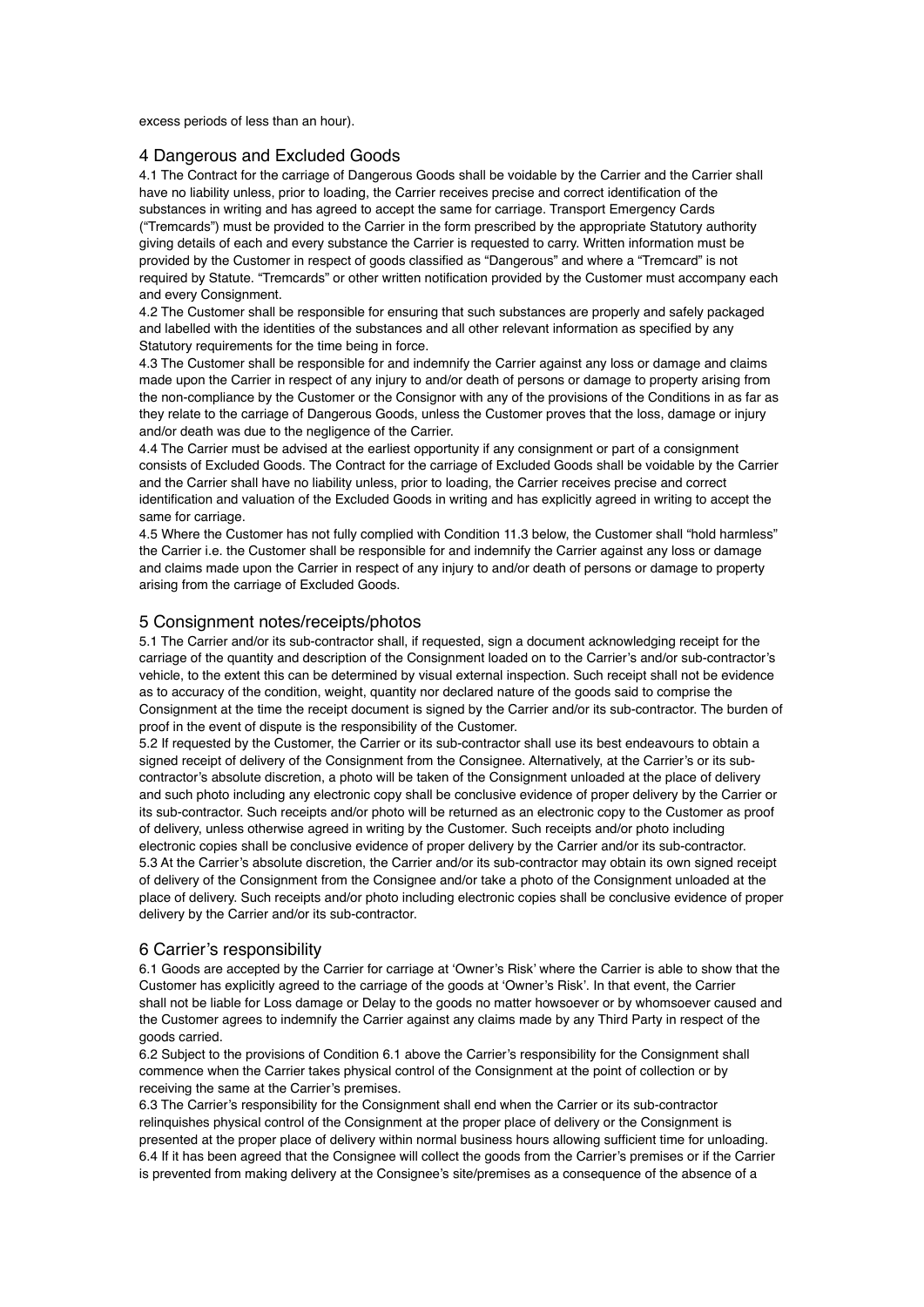excess periods of less than an hour).

## 4 Dangerous and Excluded Goods

4.1 The Contract for the carriage of Dangerous Goods shall be voidable by the Carrier and the Carrier shall have no liability unless, prior to loading, the Carrier receives precise and correct identification of the substances in writing and has agreed to accept the same for carriage. Transport Emergency Cards ("Tremcards") must be provided to the Carrier in the form prescribed by the appropriate Statutory authority giving details of each and every substance the Carrier is requested to carry. Written information must be provided by the Customer in respect of goods classified as "Dangerous" and where a "Tremcard" is not required by Statute. "Tremcards" or other written notification provided by the Customer must accompany each and every Consignment.

4.2 The Customer shall be responsible for ensuring that such substances are properly and safely packaged and labelled with the identities of the substances and all other relevant information as specified by any Statutory requirements for the time being in force.

4.3 The Customer shall be responsible for and indemnify the Carrier against any loss or damage and claims made upon the Carrier in respect of any injury to and/or death of persons or damage to property arising from the non-compliance by the Customer or the Consignor with any of the provisions of the Conditions in as far as they relate to the carriage of Dangerous Goods, unless the Customer proves that the loss, damage or injury and/or death was due to the negligence of the Carrier.

4.4 The Carrier must be advised at the earliest opportunity if any consignment or part of a consignment consists of Excluded Goods. The Contract for the carriage of Excluded Goods shall be voidable by the Carrier and the Carrier shall have no liability unless, prior to loading, the Carrier receives precise and correct identification and valuation of the Excluded Goods in writing and has explicitly agreed in writing to accept the same for carriage.

4.5 Where the Customer has not fully complied with Condition 11.3 below, the Customer shall "hold harmless" the Carrier i.e. the Customer shall be responsible for and indemnify the Carrier against any loss or damage and claims made upon the Carrier in respect of any injury to and/or death of persons or damage to property arising from the carriage of Excluded Goods.

## 5 Consignment notes/receipts/photos

5.1 The Carrier and/or its sub-contractor shall, if requested, sign a document acknowledging receipt for the carriage of the quantity and description of the Consignment loaded on to the Carrier's and/or sub-contractor's vehicle, to the extent this can be determined by visual external inspection. Such receipt shall not be evidence as to accuracy of the condition, weight, quantity nor declared nature of the goods said to comprise the Consignment at the time the receipt document is signed by the Carrier and/or its sub-contractor. The burden of proof in the event of dispute is the responsibility of the Customer.

5.2 If requested by the Customer, the Carrier or its sub-contractor shall use its best endeavours to obtain a signed receipt of delivery of the Consignment from the Consignee. Alternatively, at the Carrier's or its sub-contractor's absolute discretion, a photo will be taken of the Consignment unloaded at the place of delivery and such photo including any electronic copy shall be conclusive evidence of proper delivery by the Carrier or its sub-contractor. Such receipts and/or photo will be returned as an electronic copy to the Customer as proof of delivery, unless otherwise agreed in writing by the Customer. Such receipts and/or photo including electronic copies shall be conclusive evidence of proper delivery by the Carrier and/or its sub-contractor.

5.3 At the Carrier's absolute discretion, the Carrier and/or its sub-contractor may obtain its own signed receipt of delivery of the Consignment from the Consignee and/or take a photo of the Consignment unloaded at the place of delivery. Such receipts and/or photo including electronic copies shall be conclusive evidence of proper delivery by the Carrier and/or its sub-contractor.

## 6 Carrier's responsibility

6.1 Goods are accepted by the Carrier for carriage at 'Owner's Risk' where the Carrier is able to show that the Customer has explicitly agreed to the carriage of the goods at 'Owner's Risk'. In that event, the Carrier shall not be liable for Loss damage or Delay to the goods no matter howsoever or by whomsoever caused and the Customer agrees to indemnify the Carrier against any claims made by any Third Party in respect of the goods carried.

6.2 Subject to the provisions of Condition 6.1 above the Carrier's responsibility for the Consignment shall commence when the Carrier takes physical control of the Consignment at the point of collection or by receiving the same at the Carrier's premises.

6.3 The Carrier's responsibility for the Consignment shall end when the Carrier or its sub-contractor relinquishes physical control of the Consignment at the proper place of delivery or the Consignment is presented at the proper place of delivery within normal business hours allowing sufficient time for unloading.

6.4 If it has been agreed that the Consignee will collect the goods from the Carrier's premises or if the Carrier is prevented from making delivery at the Consignee's site/premises as a consequence of the absence of a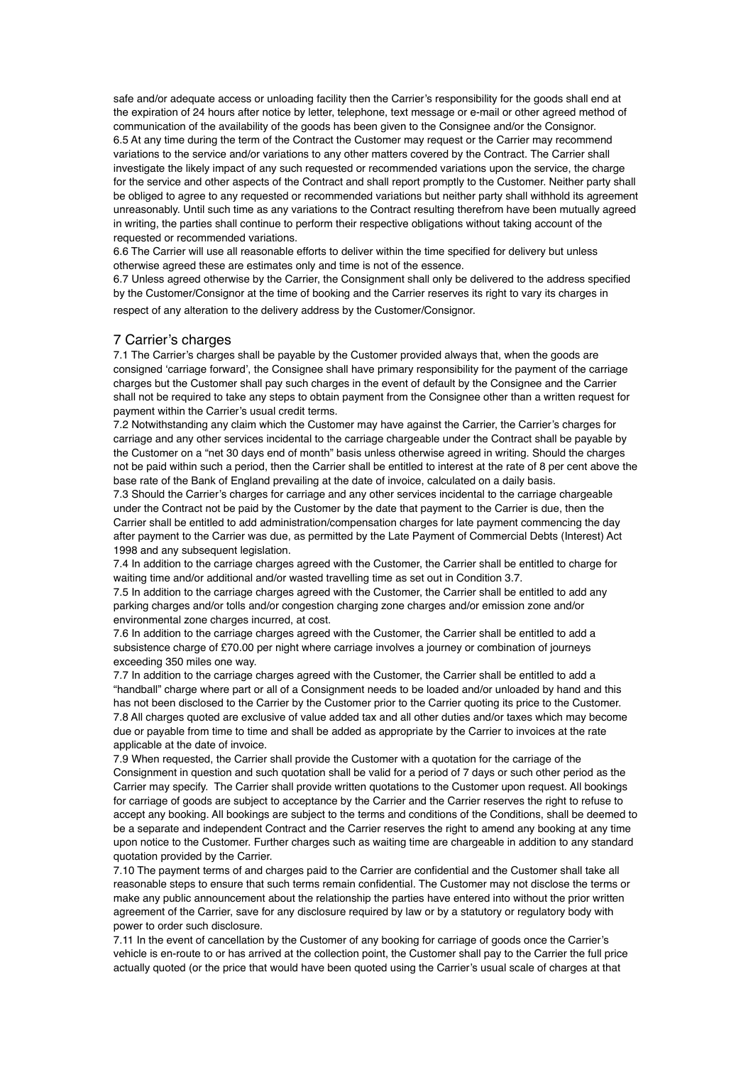safe and/or adequate access or unloading facility then the Carrier's responsibility for the goods shall end at the expiration of 24 hours after notice by letter, telephone, text message or e-mail or other agreed method of communication of the availability of the goods has been given to the Consignee and/or the Consignor.

6.5 At any time during the term of the Contract the Customer may request or the Carrier may recommend variations to the service and/or variations to any other matters covered by the Contract. The Carrier shall investigate the likely impact of any such requested or recommended variations upon the service, the charge for the service and other aspects of the Contract and shall report promptly to the Customer. Neither party shall be obliged to agree to any requested or recommended variations but neither party shall withhold its agreement unreasonably. Until such time as any variations to the Contract resulting therefrom have been mutually agreed in writing, the parties shall continue to perform their respective obligations without taking account of the requested or recommended variations.

6.6 The Carrier will use all reasonable efforts to deliver within the time specified for delivery but unless otherwise agreed these are estimates only and time is not of the essence.

6.7 Unless agreed otherwise by the Carrier, the Consignment shall only be delivered to the address specified by the Customer/Consignor at the time of booking and the Carrier reserves its right to vary its charges in respect of any alteration to the delivery address by the Customer/Consignor.

## 7 Carrier's charges

7.1 The Carrier's charges shall be payable by the Customer provided always that, when the goods are consigned 'carriage forward', the Consignee shall have primary responsibility for the payment of the carriage charges but the Customer shall pay such charges in the event of default by the Consignee and the Carrier shall not be required to take any steps to obtain payment from the Consignee other than a written request for payment within the Carrier's usual credit terms.

7.2 Notwithstanding any claim which the Customer may have against the Carrier, the Carrier's charges for carriage and any other services incidental to the carriage chargeable under the Contract shall be payable by the Customer on a "net 30 days end of month" basis unless otherwise agreed in writing. Should the charges not be paid within such a period, then the Carrier shall be entitled to interest at the rate of 8 per cent above the base rate of the Bank of England prevailing at the date of invoice, calculated on a daily basis.

7.3 Should the Carrier's charges for carriage and any other services incidental to the carriage chargeable under the Contract not be paid by the Customer by the date that payment to the Carrier is due, then the Carrier shall be entitled to add administration/compensation charges for late payment commencing the day after payment to the Carrier was due, as permitted by the Late Payment of Commercial Debts (Interest) Act 1998 and any subsequent legislation.

7.4 In addition to the carriage charges agreed with the Customer, the Carrier shall be entitled to charge for waiting time and/or additional and/or wasted travelling time as set out in Condition 3.7.

7.5 In addition to the carriage charges agreed with the Customer, the Carrier shall be entitled to add any parking charges and/or tolls and/or congestion charging zone charges and/or emission zone and/or environmental zone charges incurred, at cost.

7.6 In addition to the carriage charges agreed with the Customer, the Carrier shall be entitled to add a subsistence charge of £70.00 per night where carriage involves a journey or combination of journeys exceeding 350 miles one way.

7.7 In addition to the carriage charges agreed with the Customer, the Carrier shall be entitled to add a "handball" charge where part or all of a Consignment needs to be loaded and/or unloaded by hand and this has not been disclosed to the Carrier by the Customer prior to the Carrier quoting its price to the Customer.

7.8 All charges quoted are exclusive of value added tax and all other duties and/or taxes which may become due or payable from time to time and shall be added as appropriate by the Carrier to invoices at the rate applicable at the date of invoice.

7.9 When requested, the Carrier shall provide the Customer with a quotation for the carriage of the Consignment in question and such quotation shall be valid for a period of 7 days or such other period as the Carrier may specify. The Carrier shall provide written quotations to the Customer upon request. All bookings for carriage of goods are subject to acceptance by the Carrier and the Carrier reserves the right to refuse to accept any booking. All bookings are subject to the terms and conditions of the Conditions, shall be deemed to be a separate and independent Contract and the Carrier reserves the right to amend any booking at any time upon notice to the Customer. Further charges such as waiting time are chargeable in addition to any standard quotation provided by the Carrier.

7.10 The payment terms of and charges paid to the Carrier are confidential and the Customer shall take all reasonable steps to ensure that such terms remain confidential. The Customer may not disclose the terms or make any public announcement about the relationship the parties have entered into without the prior written agreement of the Carrier, save for any disclosure required by law or by a statutory or regulatory body with power to order such disclosure.

7.11 In the event of cancellation by the Customer of any booking for carriage of goods once the Carrier's vehicle is en-route to or has arrived at the collection point, the Customer shall pay to the Carrier the full price actually quoted (or the price that would have been quoted using the Carrier's usual scale of charges at that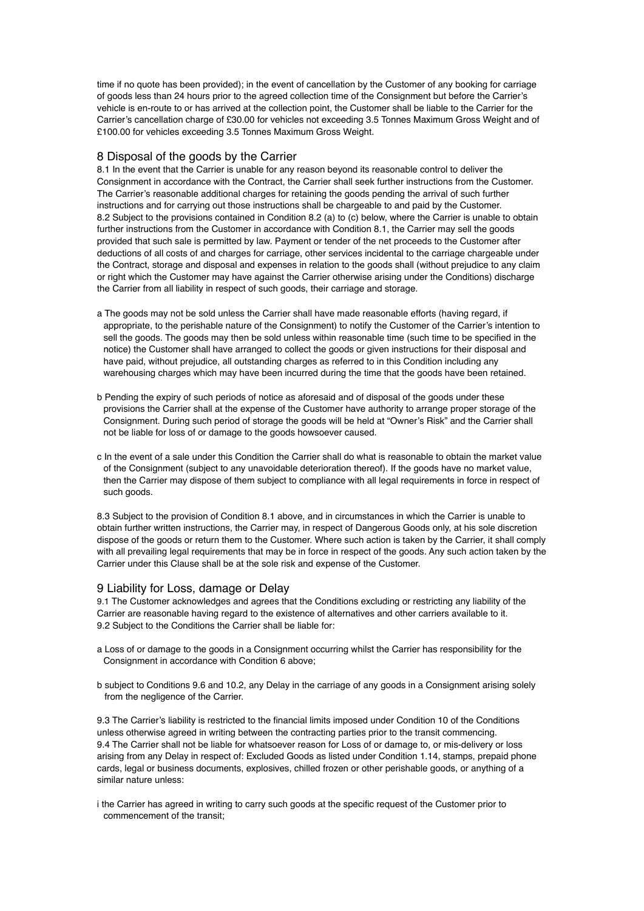time if no quote has been provided); in the event of cancellation by the Customer of any booking for carriage of goods less than 24 hours prior to the agreed collection time of the Consignment but before the Carrier's vehicle is en-route to or has arrived at the collection point, the Customer shall be liable to the Carrier for the Carrier's cancellation charge of £30.00 for vehicles not exceeding 3.5 Tonnes Maximum Gross Weight and of £100.00 for vehicles exceeding 3.5 Tonnes Maximum Gross Weight.

## 8 Disposal of the goods by the Carrier

8.1 In the event that the Carrier is unable for any reason beyond its reasonable control to deliver the Consignment in accordance with the Contract, the Carrier shall seek further instructions from the Customer. The Carrier's reasonable additional charges for retaining the goods pending the arrival of such further instructions and for carrying out those instructions shall be chargeable to and paid by the Customer.

8.2 Subject to the provisions contained in Condition 8.2 (a) to (c) below, where the Carrier is unable to obtain further instructions from the Customer in accordance with Condition 8.1, the Carrier may sell the goods provided that such sale is permitted by law. Payment or tender of the net proceeds to the Customer after deductions of all costs of and charges for carriage, other services incidental to the carriage chargeable under the Contract, storage and disposal and expenses in relation to the goods shall (without prejudice to any claim or right which the Customer may have against the Carrier otherwise arising under the Conditions) discharge the Carrier from all liability in respect of such goods, their carriage and storage.

a The goods may not be sold unless the Carrier shall have made reasonable efforts (having regard, if appropriate, to the perishable nature of the Consignment) to notify the Customer of the Carrier's intention to sell the goods. The goods may then be sold unless within reasonable time (such time to be specified in the notice) the Customer shall have arranged to collect the goods or given instructions for their disposal and have paid, without prejudice, all outstanding charges as referred to in this Condition including any warehousing charges which may have been incurred during the time that the goods have been retained.

b Pending the expiry of such periods of notice as aforesaid and of disposal of the goods under these provisions the Carrier shall at the expense of the Customer have authority to arrange proper storage of the Consignment. During such period of storage the goods will be held at "Owner's Risk" and the Carrier shall not be liable for loss of or damage to the goods howsoever caused.

c In the event of a sale under this Condition the Carrier shall do what is reasonable to obtain the market value of the Consignment (subject to any unavoidable deterioration thereof). If the goods have no market value, then the Carrier may dispose of them subject to compliance with all legal requirements in force in respect of such goods.

8.3 Subject to the provision of Condition 8.1 above, and in circumstances in which the Carrier is unable to obtain further written instructions, the Carrier may, in respect of Dangerous Goods only, at his sole discretion dispose of the goods or return them to the Customer. Where such action is taken by the Carrier, it shall comply with all prevailing legal requirements that may be in force in respect of the goods. Any such action taken by the Carrier under this Clause shall be at the sole risk and expense of the Customer.

## 9 Liability for Loss, damage or Delay

9.1 The Customer acknowledges and agrees that the Conditions excluding or restricting any liability of the Carrier are reasonable having regard to the existence of alternatives and other carriers available to it.

9.2 Subject to the Conditions the Carrier shall be liable for:

a Loss of or damage to the goods in a Consignment occurring whilst the Carrier has responsibility for the Consignment in accordance with Condition 6 above;

b subject to Conditions 9.6 and 10.2, any Delay in the carriage of any goods in a Consignment arising solely from the negligence of the Carrier.

9.3 The Carrier's liability is restricted to the financial limits imposed under Condition 10 of the Conditions unless otherwise agreed in writing between the contracting parties prior to the transit commencing.

9.4 The Carrier shall not be liable for whatsoever reason for Loss of or damage to, or mis-delivery or loss arising from any Delay in respect of: Excluded Goods as listed under Condition 1.14, stamps, prepaid phone cards, legal or business documents, explosives, chilled frozen or other perishable goods, or anything of a similar nature unless:

i the Carrier has agreed in writing to carry such goods at the specific request of the Customer prior to commencement of the transit;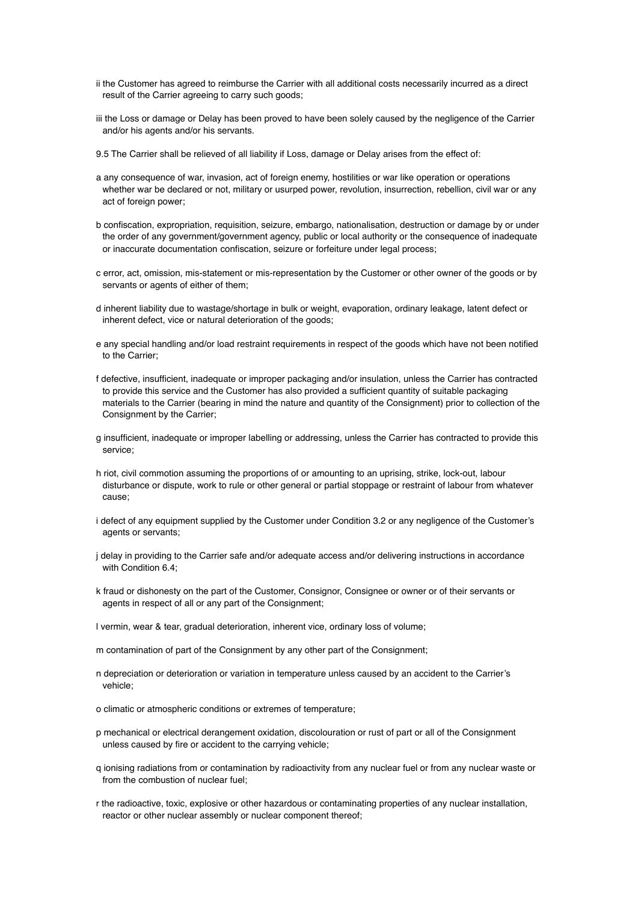ii the Customer has agreed to reimburse the Carrier with all additional costs necessarily incurred as a direct result of the Carrier agreeing to carry such goods;

iii the Loss or damage or Delay has been proved to have been solely caused by the negligence of the Carrier and/or his agents and/or his servants.

9.5 The Carrier shall be relieved of all liability if Loss, damage or Delay arises from the effect of:

a any consequence of war, invasion, act of foreign enemy, hostilities or war like operation or operations whether war be declared or not, military or usurped power, revolution, insurrection, rebellion, civil war or any act of foreign power;

b confiscation, expropriation, requisition, seizure, embargo, nationalisation, destruction or damage by or under the order of any government/government agency, public or local authority or the consequence of inadequate or inaccurate documentation confiscation, seizure or forfeiture under legal process;

c error, act, omission, mis-statement or mis-representation by the Customer or other owner of the goods or by servants or agents of either of them;

d inherent liability due to wastage/shortage in bulk or weight, evaporation, ordinary leakage, latent defect or inherent defect, vice or natural deterioration of the goods;

e any special handling and/or load restraint requirements in respect of the goods which have not been notified to the Carrier;

f defective, insufficient, inadequate or improper packaging and/or insulation, unless the Carrier has contracted to provide this service and the Customer has also provided a sufficient quantity of suitable packaging materials to the Carrier (bearing in mind the nature and quantity of the Consignment) prior to collection of the Consignment by the Carrier;

g insufficient, inadequate or improper labelling or addressing, unless the Carrier has contracted to provide this service;

h riot, civil commotion assuming the proportions of or amounting to an uprising, strike, lock-out, labour disturbance or dispute, work to rule or other general or partial stoppage or restraint of labour from whatever cause;

i defect of any equipment supplied by the Customer under Condition 3.2 or any negligence of the Customer's agents or servants;

j delay in providing to the Carrier safe and/or adequate access and/or delivering instructions in accordance with Condition 6.4;

k fraud or dishonesty on the part of the Customer, Consignor, Consignee or owner or of their servants or agents in respect of all or any part of the Consignment;

l vermin, wear & tear, gradual deterioration, inherent vice, ordinary loss of volume;

m contamination of part of the Consignment by any other part of the Consignment;

n depreciation or deterioration or variation in temperature unless caused by an accident to the Carrier's vehicle;

o climatic or atmospheric conditions or extremes of temperature;

p mechanical or electrical derangement oxidation, discolouration or rust of part or all of the Consignment unless caused by fire or accident to the carrying vehicle;

q ionising radiations from or contamination by radioactivity from any nuclear fuel or from any nuclear waste or from the combustion of nuclear fuel;

r the radioactive, toxic, explosive or other hazardous or contaminating properties of any nuclear installation, reactor or other nuclear assembly or nuclear component thereof;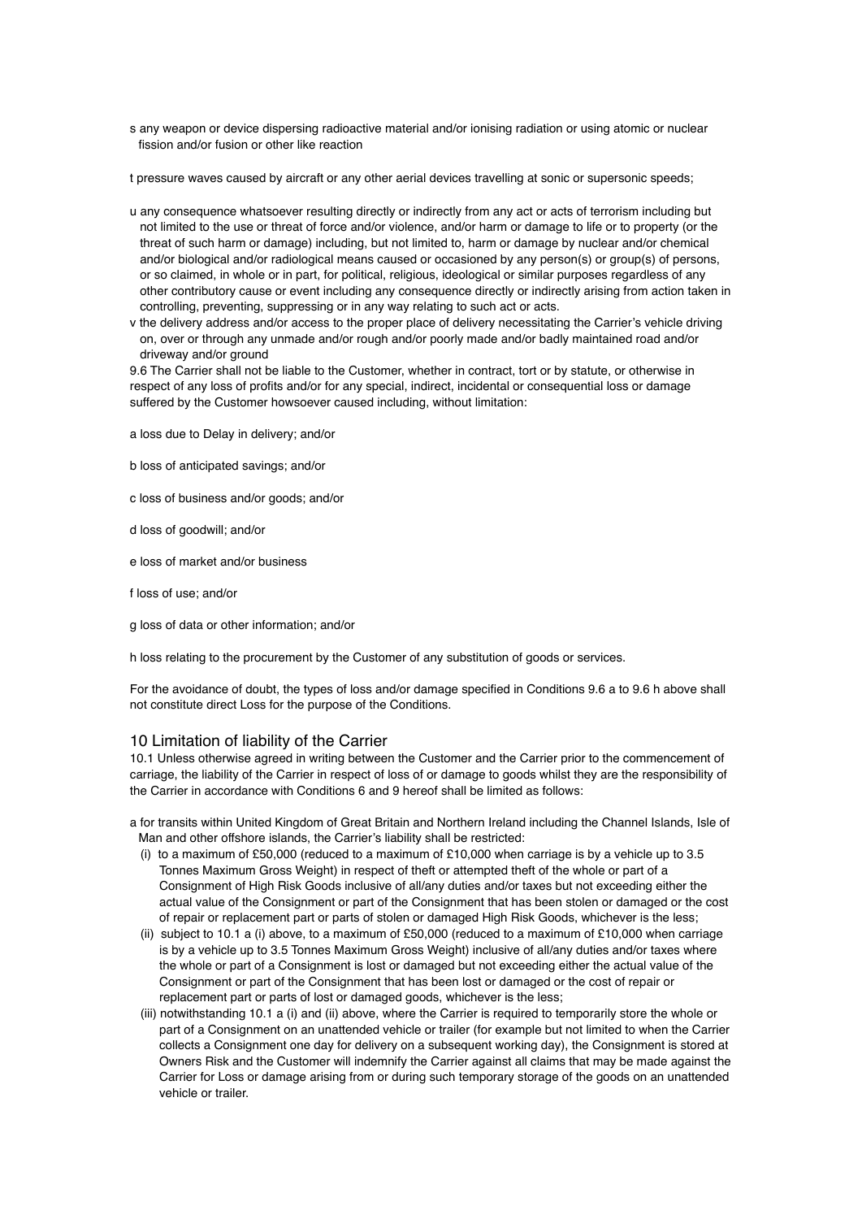s any weapon or device dispersing radioactive material and/or ionising radiation or using atomic or nuclear fission and/or fusion or other like reaction

t pressure waves caused by aircraft or any other aerial devices travelling at sonic or supersonic speeds;

u any consequence whatsoever resulting directly or indirectly from any act or acts of terrorism including but not limited to the use or threat of force and/or violence, and/or harm or damage to life or to property (or the threat of such harm or damage) including, but not limited to, harm or damage by nuclear and/or chemical and/or biological and/or radiological means caused or occasioned by any person(s) or group(s) of persons, or so claimed, in whole or in part, for political, religious, ideological or similar purposes regardless of any other contributory cause or event including any consequence directly or indirectly arising from action taken in controlling, preventing, suppressing or in any way relating to such act or acts.

v the delivery address and/or access to the proper place of delivery necessitating the Carrier's vehicle driving on, over or through any unmade and/or rough and/or poorly made and/or badly maintained road and/or driveway and/or ground

9.6 The Carrier shall not be liable to the Customer, whether in contract, tort or by statute, or otherwise in respect of any loss of profits and/or for any special, indirect, incidental or consequential loss or damage suffered by the Customer howsoever caused including, without limitation:

a loss due to Delay in delivery; and/or

b loss of anticipated savings; and/or

c loss of business and/or goods; and/or

d loss of goodwill; and/or

e loss of market and/or business

f loss of use; and/or

g loss of data or other information; and/or

h loss relating to the procurement by the Customer of any substitution of goods or services.

For the avoidance of doubt, the types of loss and/or damage specified in Conditions 9.6 a to 9.6 h above shall not constitute direct Loss for the purpose of the Conditions.

## 10 Limitation of liability of the Carrier

10.1 Unless otherwise agreed in writing between the Customer and the Carrier prior to the commencement of carriage, the liability of the Carrier in respect of loss of or damage to goods whilst they are the responsibility of the Carrier in accordance with Conditions 6 and 9 hereof shall be limited as follows:

a for transits within United Kingdom of Great Britain and Northern Ireland including the Channel Islands, Isle of Man and other offshore islands, the Carrier's liability shall be restricted:

(i) to a maximum of £50,000 (reduced to a maximum of £10,000 when carriage is by a vehicle up to 3.5 Tonnes Maximum Gross Weight) in respect of theft or attempted theft of the whole or part of a Consignment of High Risk Goods inclusive of all/any duties and/or taxes but not exceeding either the actual value of the Consignment or part of the Consignment that has been stolen or damaged or the cost of repair or replacement part or parts of stolen or damaged High Risk Goods, whichever is the less;

(ii) subject to 10.1 a (i) above, to a maximum of £50,000 (reduced to a maximum of £10,000 when carriage is by a vehicle up to 3.5 Tonnes Maximum Gross Weight) inclusive of all/any duties and/or taxes where the whole or part of a Consignment is lost or damaged but not exceeding either the actual value of the Consignment or part of the Consignment that has been lost or damaged or the cost of repair or replacement part or parts of lost or damaged goods, whichever is the less;

(iii) notwithstanding 10.1 a (i) and (ii) above, where the Carrier is required to temporarily store the whole or part of a Consignment on an unattended vehicle or trailer (for example but not limited to when the Carrier collects a Consignment one day for delivery on a subsequent working day), the Consignment is stored at Owners Risk and the Customer will indemnify the Carrier against all claims that may be made against the Carrier for Loss or damage arising from or during such temporary storage of the goods on an unattended vehicle or trailer.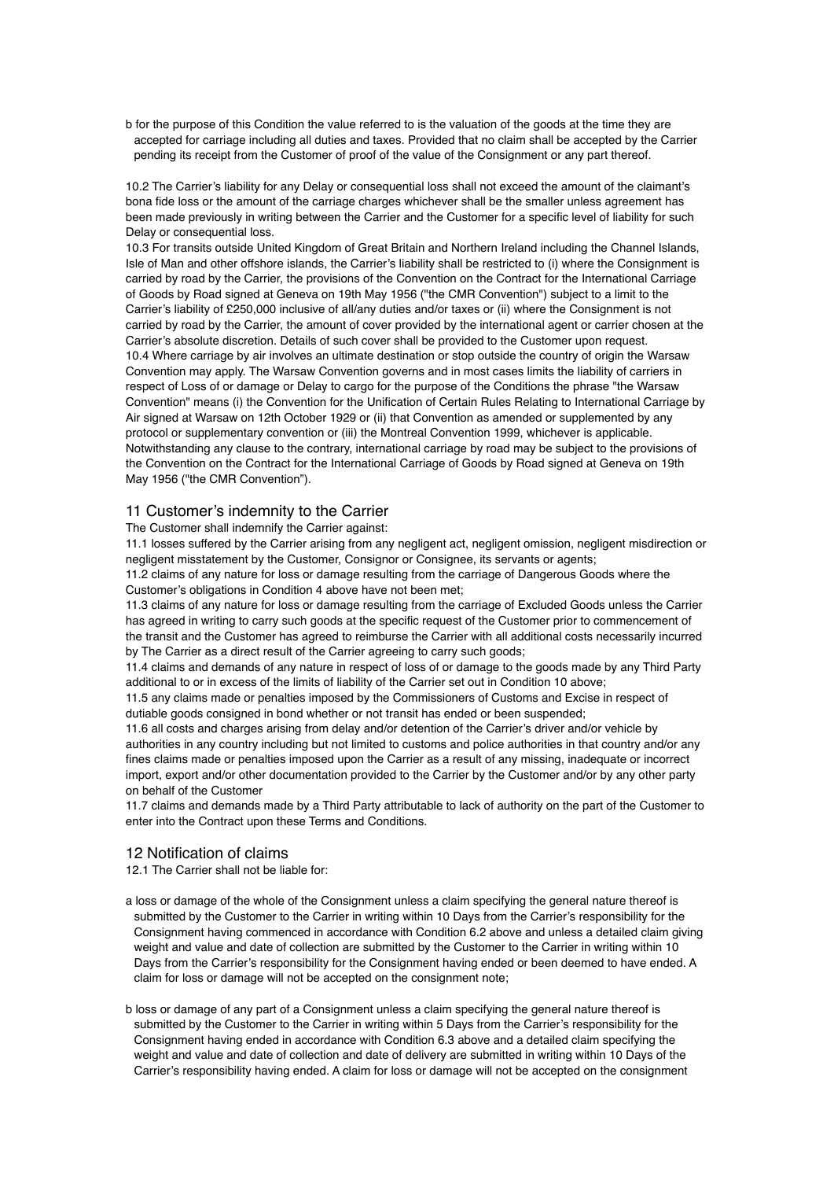b for the purpose of this Condition the value referred to is the valuation of the goods at the time they are accepted for carriage including all duties and taxes. Provided that no claim shall be accepted by the Carrier pending its receipt from the Customer of proof of the value of the Consignment or any part thereof.

10.2 The Carrier's liability for any Delay or consequential loss shall not exceed the amount of the claimant's bona fide loss or the amount of the carriage charges whichever shall be the smaller unless agreement has been made previously in writing between the Carrier and the Customer for a specific level of liability for such Delay or consequential loss.

10.3 For transits outside United Kingdom of Great Britain and Northern Ireland including the Channel Islands, Isle of Man and other offshore islands, the Carrier's liability shall be restricted to (i) where the Consignment is carried by road by the Carrier, the provisions of the Convention on the Contract for the International Carriage of Goods by Road signed at Geneva on 19th May 1956 ("the CMR Convention") subject to a limit to the Carrier's liability of £250,000 inclusive of all/any duties and/or taxes or (ii) where the Consignment is not carried by road by the Carrier, the amount of cover provided by the international agent or carrier chosen at the Carrier's absolute discretion. Details of such cover shall be provided to the Customer upon request.

10.4 Where carriage by air involves an ultimate destination or stop outside the country of origin the Warsaw Convention may apply. The Warsaw Convention governs and in most cases limits the liability of carriers in respect of Loss of or damage or Delay to cargo for the purpose of the Conditions the phrase "the Warsaw Convention" means (i) the Convention for the Unification of Certain Rules Relating to International Carriage by Air signed at Warsaw on 12th October 1929 or (ii) that Convention as amended or supplemented by any protocol or supplementary convention or (iii) the Montreal Convention 1999, whichever is applicable. Notwithstanding any clause to the contrary, international carriage by road may be subject to the provisions of the Convention on the Contract for the International Carriage of Goods by Road signed at Geneva on 19th May 1956 ("the CMR Convention").

## 11 Customer's indemnity to the Carrier

The Customer shall indemnify the Carrier against:

11.1 losses suffered by the Carrier arising from any negligent act, negligent omission, negligent misdirection or negligent misstatement by the Customer, Consignor or Consignee, its servants or agents;

11.2 claims of any nature for loss or damage resulting from the carriage of Dangerous Goods where the Customer's obligations in Condition 4 above have not been met;

11.3 claims of any nature for loss or damage resulting from the carriage of Excluded Goods unless the Carrier has agreed in writing to carry such goods at the specific request of the Customer prior to commencement of the transit and the Customer has agreed to reimburse the Carrier with all additional costs necessarily incurred by The Carrier as a direct result of the Carrier agreeing to carry such goods;

11.4 claims and demands of any nature in respect of loss of or damage to the goods made by any Third Party additional to or in excess of the limits of liability of the Carrier set out in Condition 10 above;

11.5 any claims made or penalties imposed by the Commissioners of Customs and Excise in respect of dutiable goods consigned in bond whether or not transit has ended or been suspended;

11.6 all costs and charges arising from delay and/or detention of the Carrier's driver and/or vehicle by authorities in any country including but not limited to customs and police authorities in that country and/or any fines claims made or penalties imposed upon the Carrier as a result of any missing, inadequate or incorrect import, export and/or other documentation provided to the Carrier by the Customer and/or by any other party on behalf of the Customer

11.7 claims and demands made by a Third Party attributable to lack of authority on the part of the Customer to enter into the Contract upon these Terms and Conditions.

## 12 Notification of claims

12.1 The Carrier shall not be liable for:

a loss or damage of the whole of the Consignment unless a claim specifying the general nature thereof is submitted by the Customer to the Carrier in writing within 10 Days from the Carrier's responsibility for the Consignment having commenced in accordance with Condition 6.2 above and unless a detailed claim giving weight and value and date of collection are submitted by the Customer to the Carrier in writing within 10 Days from the Carrier's responsibility for the Consignment having ended or been deemed to have ended. A claim for loss or damage will not be accepted on the consignment note;

b loss or damage of any part of a Consignment unless a claim specifying the general nature thereof is submitted by the Customer to the Carrier in writing within 5 Days from the Carrier's responsibility for the Consignment having ended in accordance with Condition 6.3 above and a detailed claim specifying the weight and value and date of collection and date of delivery are submitted in writing within 10 Days of the Carrier's responsibility having ended. A claim for loss or damage will not be accepted on the consignment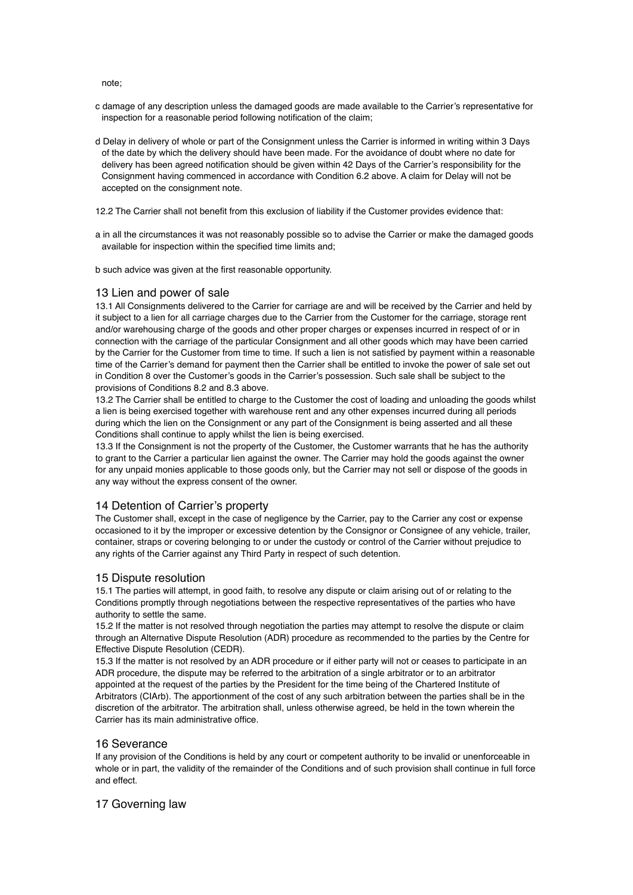note;

c damage of any description unless the damaged goods are made available to the Carrier's representative for inspection for a reasonable period following notification of the claim;

d Delay in delivery of whole or part of the Consignment unless the Carrier is informed in writing within 3 Days of the date by which the delivery should have been made. For the avoidance of doubt where no date for delivery has been agreed notification should be given within 42 Days of the Carrier's responsibility for the Consignment having commenced in accordance with Condition 6.2 above. A claim for Delay will not be accepted on the consignment note.

12.2 The Carrier shall not benefit from this exclusion of liability if the Customer provides evidence that:

a in all the circumstances it was not reasonably possible so to advise the Carrier or make the damaged goods available for inspection within the specified time limits and;

b such advice was given at the first reasonable opportunity.

## 13 Lien and power of sale

13.1 All Consignments delivered to the Carrier for carriage are and will be received by the Carrier and held by it subject to a lien for all carriage charges due to the Carrier from the Customer for the carriage, storage rent and/or warehousing charge of the goods and other proper charges or expenses incurred in respect of or in connection with the carriage of the particular Consignment and all other goods which may have been carried by the Carrier for the Customer from time to time. If such a lien is not satisfied by payment within a reasonable time of the Carrier's demand for payment then the Carrier shall be entitled to invoke the power of sale set out in Condition 8 over the Customer's goods in the Carrier's possession. Such sale shall be subject to the provisions of Conditions 8.2 and 8.3 above.
13.2 The Carrier shall be entitled to charge to the Customer the cost of loading and unloading the goods whilst a lien is being exercised together with warehouse rent and any other expenses incurred during all periods during which the lien on the Consignment or any part of the Consignment is being asserted and all these Conditions shall continue to apply whilst the lien is being exercised.
13.3 If the Consignment is not the property of the Customer, the Customer warrants that he has the authority to grant to the Carrier a particular lien against the owner. The Carrier may hold the goods against the owner for any unpaid monies applicable to those goods only, but the Carrier may not sell or dispose of the goods in any way without the express consent of the owner.

## 14 Detention of Carrier's property

The Customer shall, except in the case of negligence by the Carrier, pay to the Carrier any cost or expense occasioned to it by the improper or excessive detention by the Consignor or Consignee of any vehicle, trailer, container, straps or covering belonging to or under the custody or control of the Carrier without prejudice to any rights of the Carrier against any Third Party in respect of such detention.

## 15 Dispute resolution

15.1 The parties will attempt, in good faith, to resolve any dispute or claim arising out of or relating to the Conditions promptly through negotiations between the respective representatives of the parties who have authority to settle the same.
15.2 If the matter is not resolved through negotiation the parties may attempt to resolve the dispute or claim through an Alternative Dispute Resolution (ADR) procedure as recommended to the parties by the Centre for Effective Dispute Resolution (CEDR).
15.3 If the matter is not resolved by an ADR procedure or if either party will not or ceases to participate in an ADR procedure, the dispute may be referred to the arbitration of a single arbitrator or to an arbitrator appointed at the request of the parties by the President for the time being of the Chartered Institute of Arbitrators (CIArb). The apportionment of the cost of any such arbitration between the parties shall be in the discretion of the arbitrator. The arbitration shall, unless otherwise agreed, be held in the town wherein the Carrier has its main administrative office.

## 16 Severance

If any provision of the Conditions is held by any court or competent authority to be invalid or unenforceable in whole or in part, the validity of the remainder of the Conditions and of such provision shall continue in full force and effect.

## 17 Governing law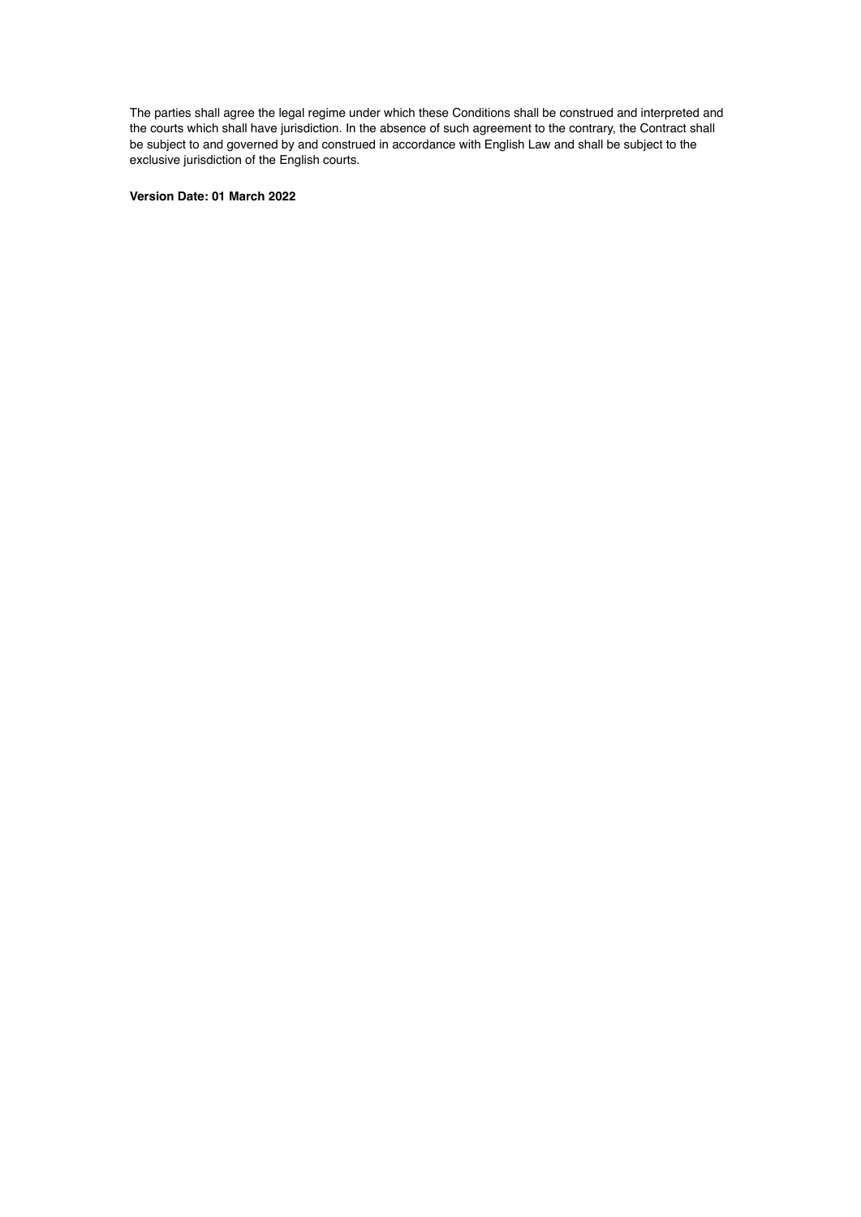The parties shall agree the legal regime under which these Conditions shall be construed and interpreted and the courts which shall have jurisdiction. In the absence of such agreement to the contrary, the Contract shall be subject to and governed by and construed in accordance with English Law and shall be subject to the exclusive jurisdiction of the English courts.

**Version Date: 01 March 2022**